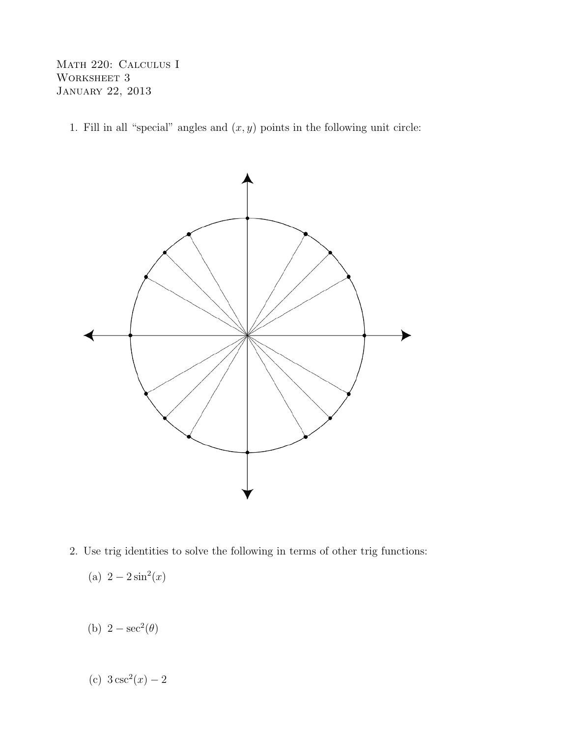Math 220: Calculus I
Worksheet 3
January 22, 2013

1. Fill in all "special" angles and $(x, y)$ points in the following unit circle:

2. Use trig identities to solve the following in terms of other trig functions:

   (a) $2 - 2\sin^2(x)$

   (b) $2 - \sec^2(\theta)$

   (c) $3\csc^2(x) - 2$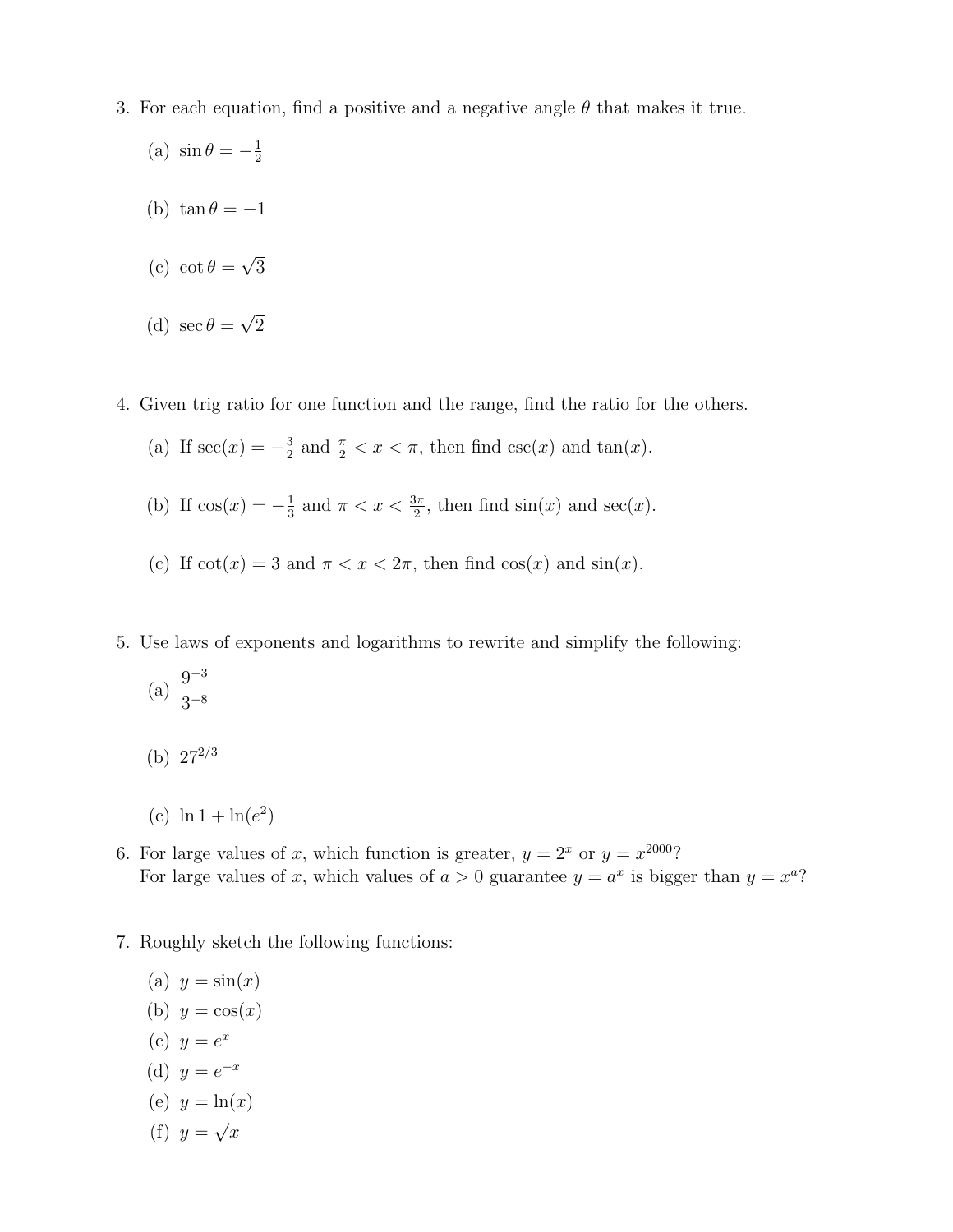3. For each equation, find a positive and a negative angle $\theta$ that makes it true.

   (a) $\sin\theta = -\frac{1}{2}$

   (b) $\tan\theta = -1$

   (c) $\cot\theta = \sqrt{3}$

   (d) $\sec\theta = \sqrt{2}$

4. Given trig ratio for one function and the range, find the ratio for the others.

   (a) If $\sec(x) = -\frac{3}{2}$ and $\frac{\pi}{2} < x < \pi$, then find $\csc(x)$ and $\tan(x)$.

   (b) If $\cos(x) = -\frac{1}{3}$ and $\pi < x < \frac{3\pi}{2}$, then find $\sin(x)$ and $\sec(x)$.

   (c) If $\cot(x) = 3$ and $\pi < x < 2\pi$, then find $\cos(x)$ and $\sin(x)$.

5. Use laws of exponents and logarithms to rewrite and simplify the following:

   (a) $\dfrac{9^{-3}}{3^{-8}}$

   (b) $27^{2/3}$

   (c) $\ln 1 + \ln(e^2)$

6. For large values of $x$, which function is greater, $y = 2^x$ or $y = x^{2000}$?
   For large values of $x$, which values of $a > 0$ guarantee $y = a^x$ is bigger than $y = x^a$?

7. Roughly sketch the following functions:

   (a) $y = \sin(x)$
   (b) $y = \cos(x)$
   (c) $y = e^x$
   (d) $y = e^{-x}$
   (e) $y = \ln(x)$
   (f) $y = \sqrt{x}$